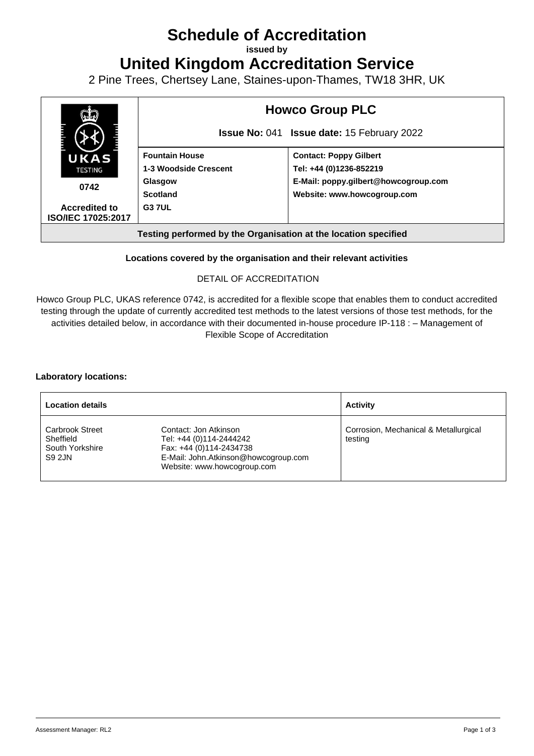# Schedule of Accreditation

**issued by**

# United Kingdom Accreditation Service

2 Pine Trees, Chertsey Lane, Staines-upon-Thames, TW18 3HR, UK

| UKAS TESTING 0742 Accredited to ISO/IEC 17025:2017 | **Howco Group PLC** **Issue No:** 041 **Issue date:** 15 February 2022 | |
|---|---|---|
| | **Fountain House** **1-3 Woodside Crescent** **Glasgow** **Scotland** **G3 7UL** | **Contact: Poppy Gilbert** **Tel: +44 (0)1236-852219** **E-Mail: poppy.gilbert@howcogroup.com** **Website: www.howcogroup.com** |
| **Testing performed by the Organisation at the location specified** | | |

**Locations covered by the organisation and their relevant activities**

DETAIL OF ACCREDITATION

Howco Group PLC, UKAS reference 0742, is accredited for a flexible scope that enables them to conduct accredited testing through the update of currently accredited test methods to the latest versions of those test methods, for the activities detailed below, in accordance with their documented in-house procedure IP-118 : – Management of Flexible Scope of Accreditation

**Laboratory locations:**

| **Location details** | | **Activity** |
|---|---|---|
| Carbrook Street Sheffield South Yorkshire S9 2JN | Contact: Jon Atkinson Tel: +44 (0)114-2444242 Fax: +44 (0)114-2434738 E-Mail: John.Atkinson@howcogroup.com Website: www.howcogroup.com | Corrosion, Mechanical & Metallurgical testing |

Assessment Manager: RL2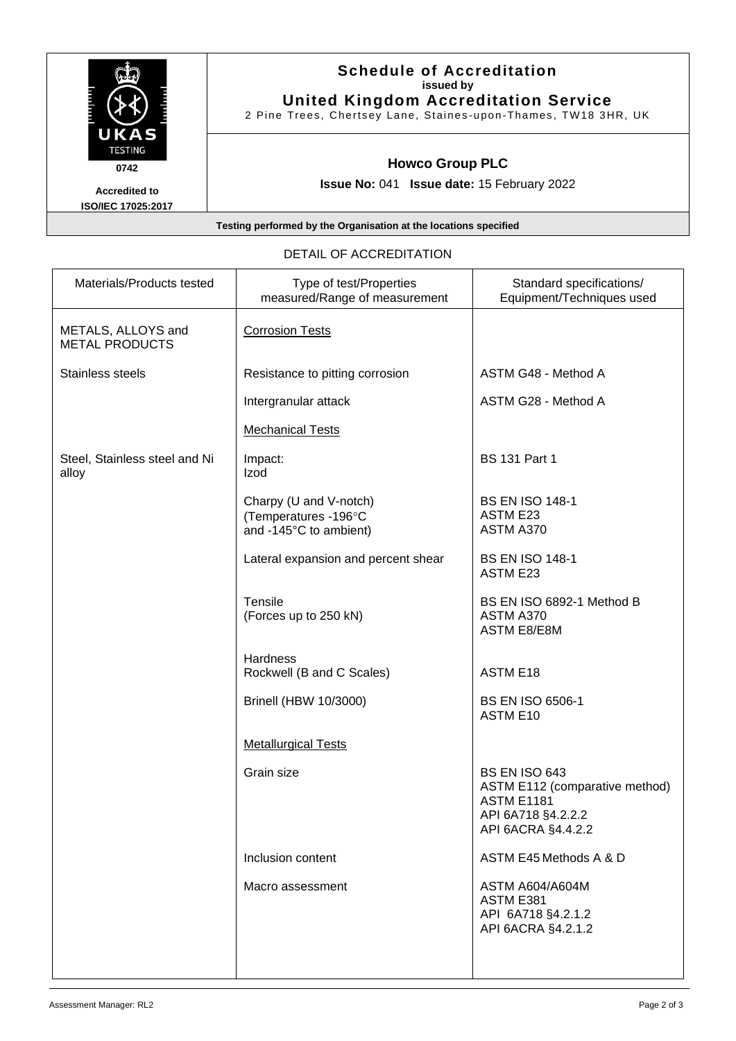# Schedule of Accreditation
**issued by**
**United Kingdom Accreditation Service**
2 Pine Trees, Chertsey Lane, Staines-upon-Thames, TW18 3HR, UK

UKAS TESTING
**0742**
**Accredited to ISO/IEC 17025:2017**

## Howco Group PLC

**Issue No:** 041 **Issue date:** 15 February 2022

**Testing performed by the Organisation at the locations specified**

DETAIL OF ACCREDITATION

| Materials/Products tested | Type of test/Properties measured/Range of measurement | Standard specifications/ Equipment/Techniques used |
|---|---|---|
| METALS, ALLOYS and METAL PRODUCTS | Corrosion Tests | |
| Stainless steels | Resistance to pitting corrosion | ASTM G48 - Method A |
| | Intergranular attack | ASTM G28 - Method A |
| | Mechanical Tests | |
| Steel, Stainless steel and Ni alloy | Impact: Izod | BS 131 Part 1 |
| | Charpy (U and V-notch) (Temperatures -196°C and -145°C to ambient) | BS EN ISO 148-1<br>ASTM E23<br>ASTM A370 |
| | Lateral expansion and percent shear | BS EN ISO 148-1<br>ASTM E23 |
| | Tensile (Forces up to 250 kN) | BS EN ISO 6892-1 Method B<br>ASTM A370<br>ASTM E8/E8M |
| | Hardness<br>Rockwell (B and C Scales) | ASTM E18 |
| | Brinell (HBW 10/3000) | BS EN ISO 6506-1<br>ASTM E10 |
| | Metallurgical Tests | |
| | Grain size | BS EN ISO 643<br>ASTM E112 (comparative method)<br>ASTM E1181<br>API 6A718 §4.2.2.2<br>API 6ACRA §4.4.2.2 |
| | Inclusion content | ASTM E45 Methods A & D |
| | Macro assessment | ASTM A604/A604M<br>ASTM E381<br>API 6A718 §4.2.1.2<br>API 6ACRA §4.2.1.2 |

Assessment Manager: RL2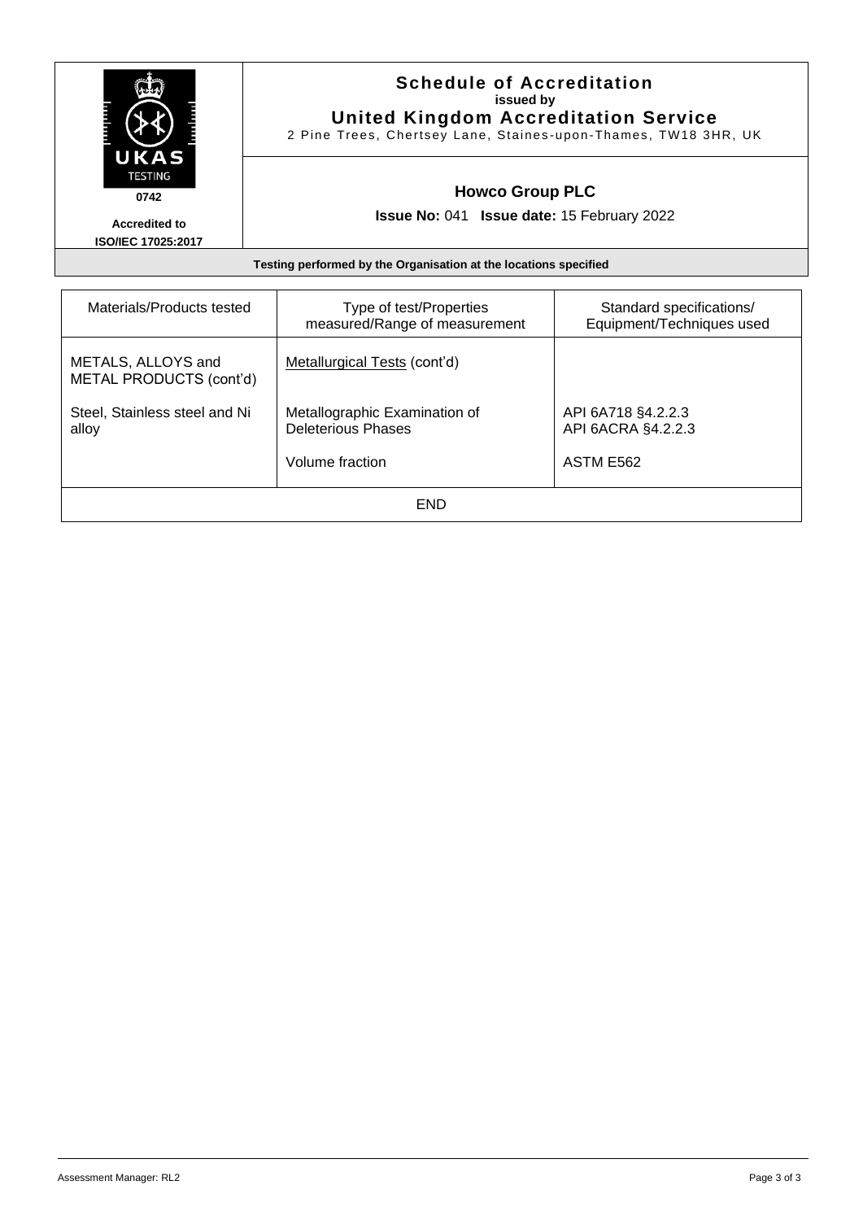**Schedule of Accreditation**
**issued by**
**United Kingdom Accreditation Service**
2 Pine Trees, Chertsey Lane, Staines-upon-Thames, TW18 3HR, UK

UKAS TESTING
**0742**

**Accredited to ISO/IEC 17025:2017**

**Howco Group PLC**

**Issue No:** 041 **Issue date:** 15 February 2022

**Testing performed by the Organisation at the locations specified**

| Materials/Products tested | Type of test/Properties measured/Range of measurement | Standard specifications/ Equipment/Techniques used |
|---|---|---|
| METALS, ALLOYS and METAL PRODUCTS (cont'd) | Metallurgical Tests (cont'd) | |
| Steel, Stainless steel and Ni alloy | Metallographic Examination of Deleterious Phases | API 6A718 §4.2.2.3<br>API 6ACRA §4.2.2.3 |
| | Volume fraction | ASTM E562 |

END

Assessment Manager: RL2